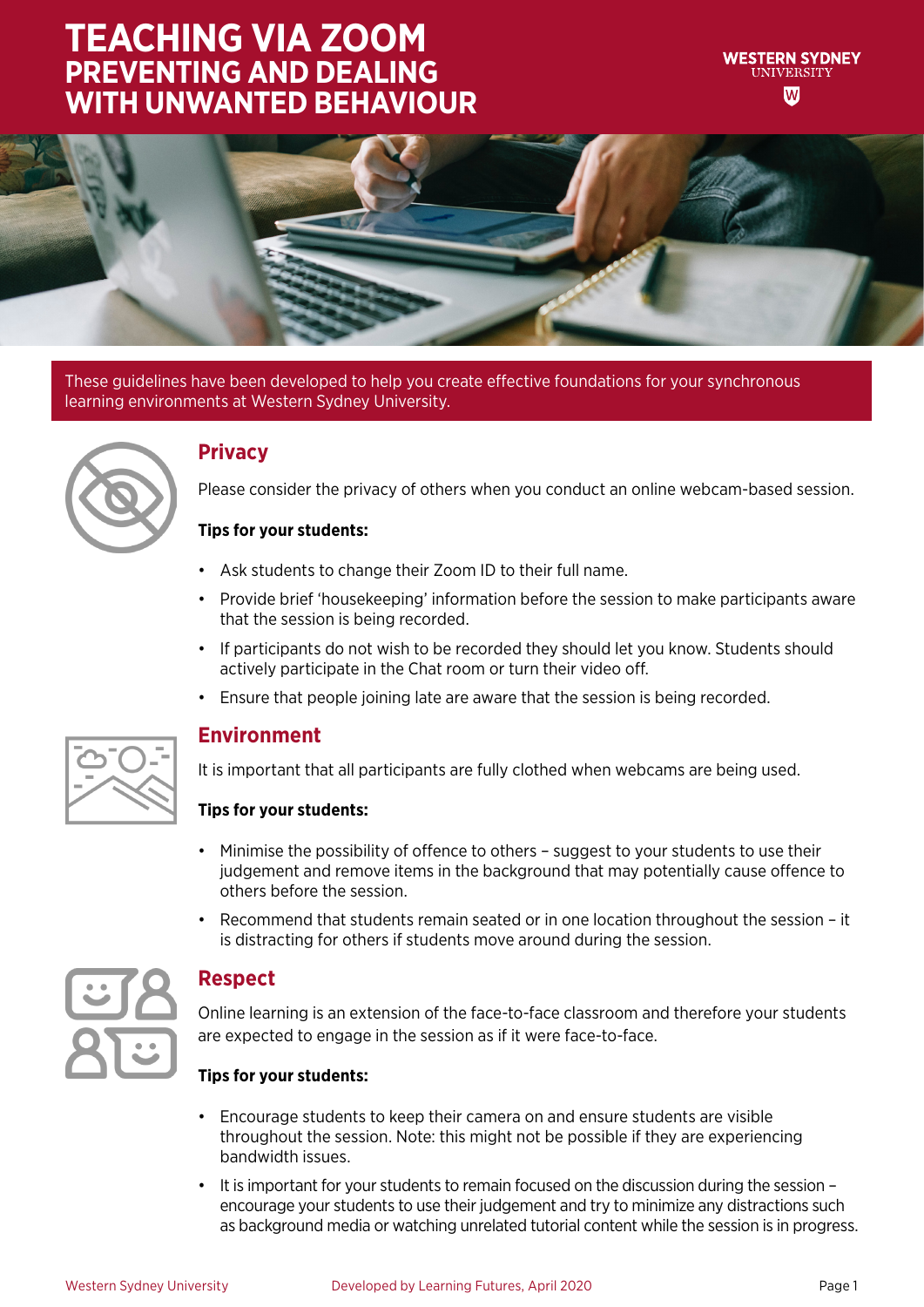# TEACHING VIA ZOOM
## PREVENTING AND DEALING WITH UNWANTED BEHAVIOUR

These guidelines have been developed to help you create effective foundations for your synchronous learning environments at Western Sydney University.

## Privacy

Please consider the privacy of others when you conduct an online webcam-based session.

**Tips for your students:**

- Ask students to change their Zoom ID to their full name.
- Provide brief 'housekeeping' information before the session to make participants aware that the session is being recorded.
- If participants do not wish to be recorded they should let you know. Students should actively participate in the Chat room or turn their video off.
- Ensure that people joining late are aware that the session is being recorded.

## Environment

It is important that all participants are fully clothed when webcams are being used.

**Tips for your students:**

- Minimise the possibility of offence to others – suggest to your students to use their judgement and remove items in the background that may potentially cause offence to others before the session.
- Recommend that students remain seated or in one location throughout the session – it is distracting for others if students move around during the session.

## Respect

Online learning is an extension of the face-to-face classroom and therefore your students are expected to engage in the session as if it were face-to-face.

**Tips for your students:**

- Encourage students to keep their camera on and ensure students are visible throughout the session. Note: this might not be possible if they are experiencing bandwidth issues.
- It is important for your students to remain focused on the discussion during the session – encourage your students to use their judgement and try to minimize any distractions such as background media or watching unrelated tutorial content while the session is in progress.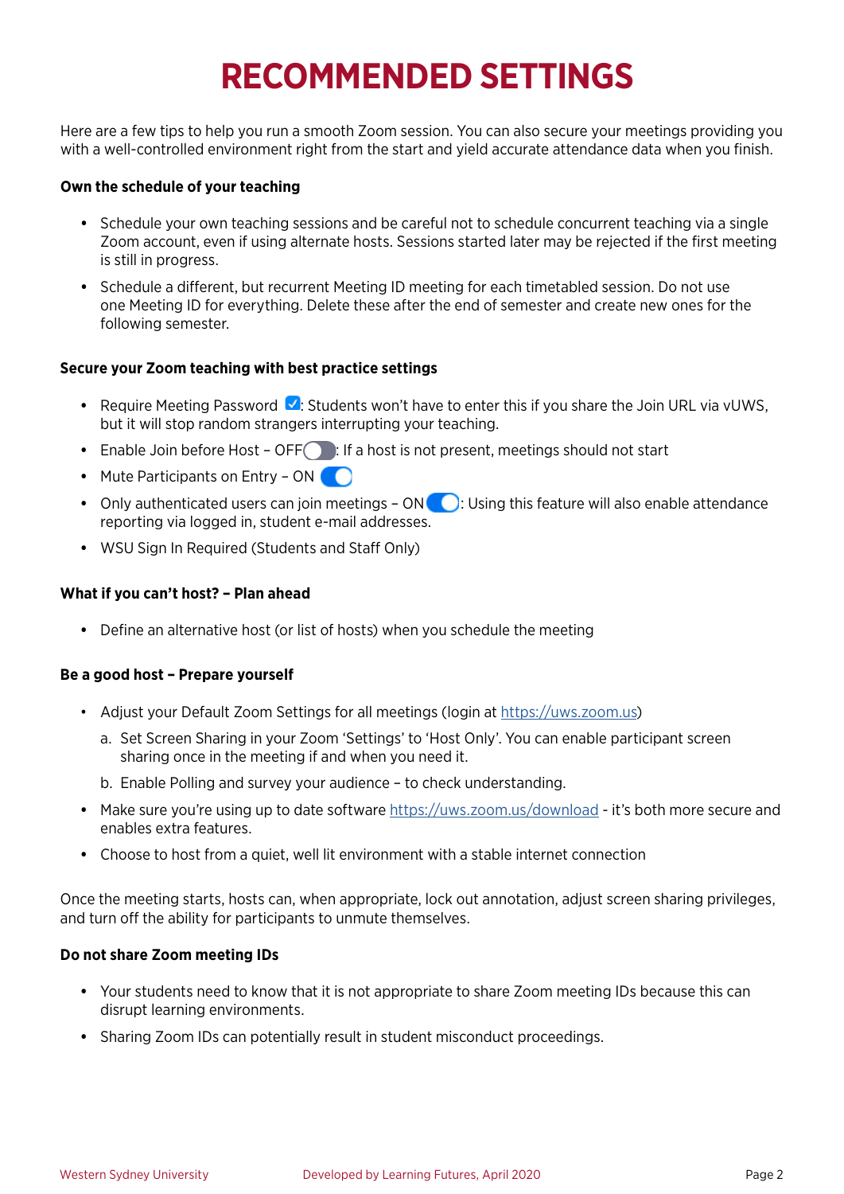# RECOMMENDED SETTINGS

Here are a few tips to help you run a smooth Zoom session. You can also secure your meetings providing you with a well-controlled environment right from the start and yield accurate attendance data when you finish.

**Own the schedule of your teaching**

- Schedule your own teaching sessions and be careful not to schedule concurrent teaching via a single Zoom account, even if using alternate hosts. Sessions started later may be rejected if the first meeting is still in progress.
- Schedule a different, but recurrent Meeting ID meeting for each timetabled session. Do not use one Meeting ID for everything. Delete these after the end of semester and create new ones for the following semester.

**Secure your Zoom teaching with best practice settings**

- Require Meeting Password ☑: Students won't have to enter this if you share the Join URL via vUWS, but it will stop random strangers interrupting your teaching.
- Enable Join before Host – OFF: If a host is not present, meetings should not start
- Mute Participants on Entry – ON
- Only authenticated users can join meetings – ON: Using this feature will also enable attendance reporting via logged in, student e-mail addresses.
- WSU Sign In Required (Students and Staff Only)

**What if you can't host? – Plan ahead**

- Define an alternative host (or list of hosts) when you schedule the meeting

**Be a good host – Prepare yourself**

- Adjust your Default Zoom Settings for all meetings (login at https://uws.zoom.us)
  a. Set Screen Sharing in your Zoom 'Settings' to 'Host Only'. You can enable participant screen sharing once in the meeting if and when you need it.
  b. Enable Polling and survey your audience – to check understanding.
- Make sure you're using up to date software https://uws.zoom.us/download - it's both more secure and enables extra features.
- Choose to host from a quiet, well lit environment with a stable internet connection

Once the meeting starts, hosts can, when appropriate, lock out annotation, adjust screen sharing privileges, and turn off the ability for participants to unmute themselves.

**Do not share Zoom meeting IDs**

- Your students need to know that it is not appropriate to share Zoom meeting IDs because this can disrupt learning environments.
- Sharing Zoom IDs can potentially result in student misconduct proceedings.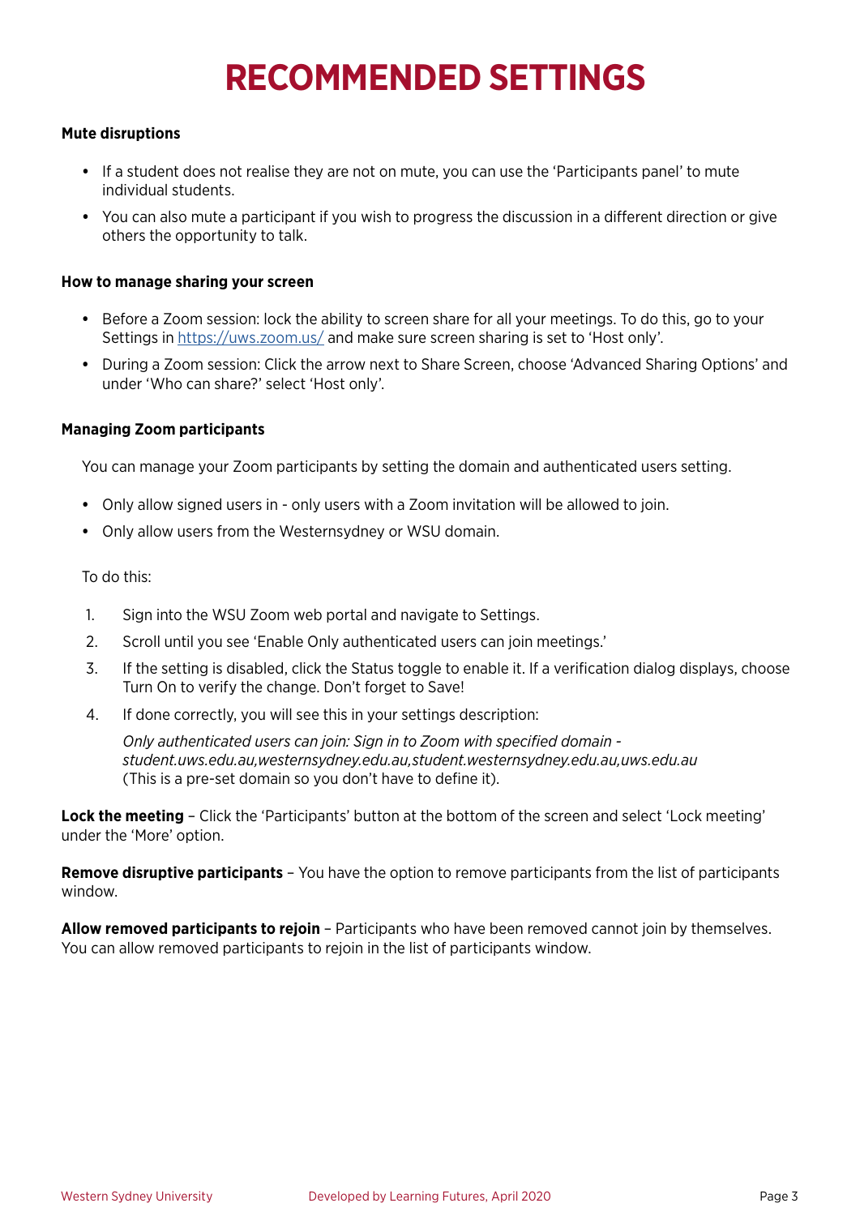# RECOMMENDED SETTINGS

**Mute disruptions**

- If a student does not realise they are not on mute, you can use the 'Participants panel' to mute individual students.
- You can also mute a participant if you wish to progress the discussion in a different direction or give others the opportunity to talk.

**How to manage sharing your screen**

- Before a Zoom session: lock the ability to screen share for all your meetings. To do this, go to your Settings in [https://uws.zoom.us/](https://uws.zoom.us/) and make sure screen sharing is set to 'Host only'.
- During a Zoom session: Click the arrow next to Share Screen, choose 'Advanced Sharing Options' and under 'Who can share?' select 'Host only'.

**Managing Zoom participants**

You can manage your Zoom participants by setting the domain and authenticated users setting.

- Only allow signed users in - only users with a Zoom invitation will be allowed to join.
- Only allow users from the Westernsydney or WSU domain.

To do this:

1. Sign into the WSU Zoom web portal and navigate to Settings.
2. Scroll until you see 'Enable Only authenticated users can join meetings.'
3. If the setting is disabled, click the Status toggle to enable it. If a verification dialog displays, choose Turn On to verify the change. Don't forget to Save!
4. If done correctly, you will see this in your settings description:

   *Only authenticated users can join: Sign in to Zoom with specified domain - student.uws.edu.au,westernsydney.edu.au,student.westernsydney.edu.au,uws.edu.au* (This is a pre-set domain so you don't have to define it).

**Lock the meeting** – Click the 'Participants' button at the bottom of the screen and select 'Lock meeting' under the 'More' option.

**Remove disruptive participants** – You have the option to remove participants from the list of participants window.

**Allow removed participants to rejoin** – Participants who have been removed cannot join by themselves. You can allow removed participants to rejoin in the list of participants window.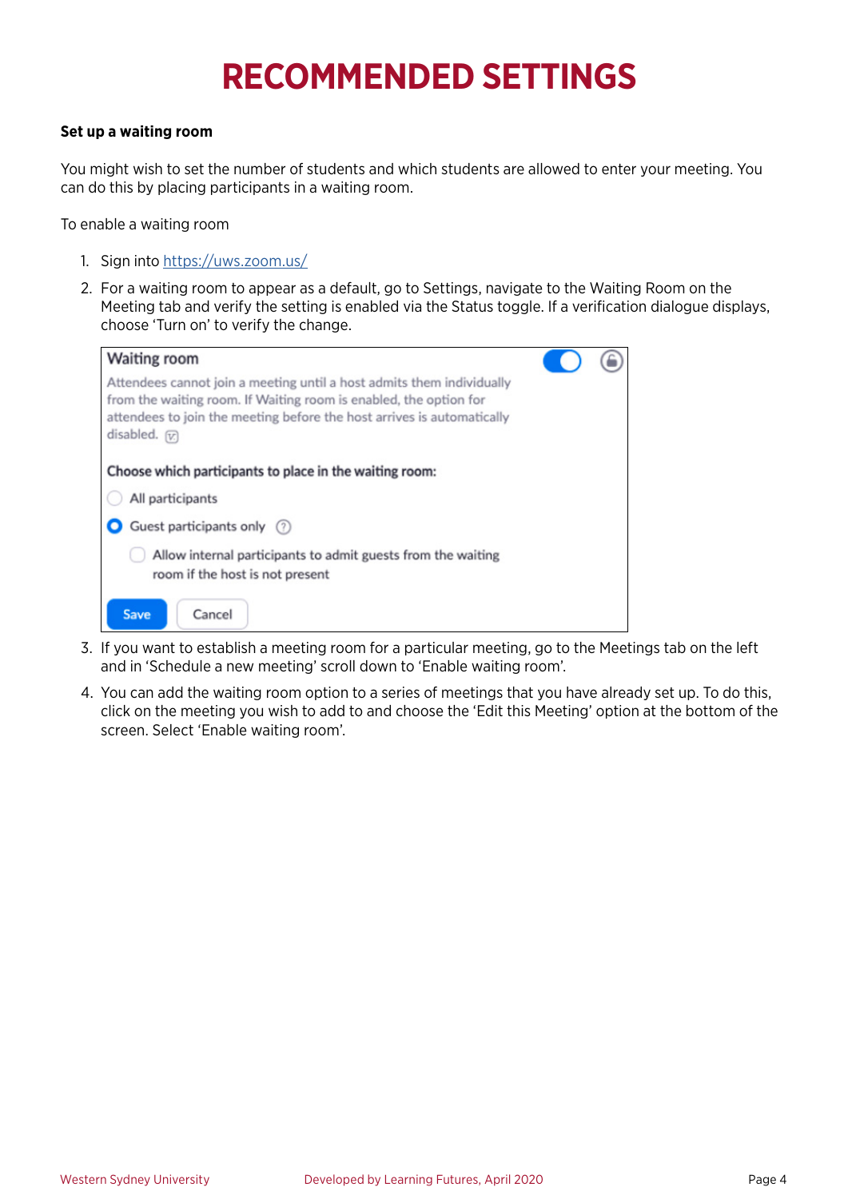# RECOMMENDED SETTINGS

**Set up a waiting room**

You might wish to set the number of students and which students are allowed to enter your meeting. You can do this by placing participants in a waiting room.

To enable a waiting room

1. Sign into [https://uws.zoom.us/](https://uws.zoom.us/)
2. For a waiting room to appear as a default, go to Settings, navigate to the Waiting Room on the Meeting tab and verify the setting is enabled via the Status toggle. If a verification dialogue displays, choose 'Turn on' to verify the change.

   **Waiting room**

   Attendees cannot join a meeting until a host admits them individually from the waiting room. If Waiting room is enabled, the option for attendees to join the meeting before the host arrives is automatically disabled.

   **Choose which participants to place in the waiting room:**

   - All participants
   - Guest participants only
     - Allow internal participants to admit guests from the waiting room if the host is not present

   Save | Cancel

3. If you want to establish a meeting room for a particular meeting, go to the Meetings tab on the left and in 'Schedule a new meeting' scroll down to 'Enable waiting room'.
4. You can add the waiting room option to a series of meetings that you have already set up. To do this, click on the meeting you wish to add to and choose the 'Edit this Meeting' option at the bottom of the screen. Select 'Enable waiting room'.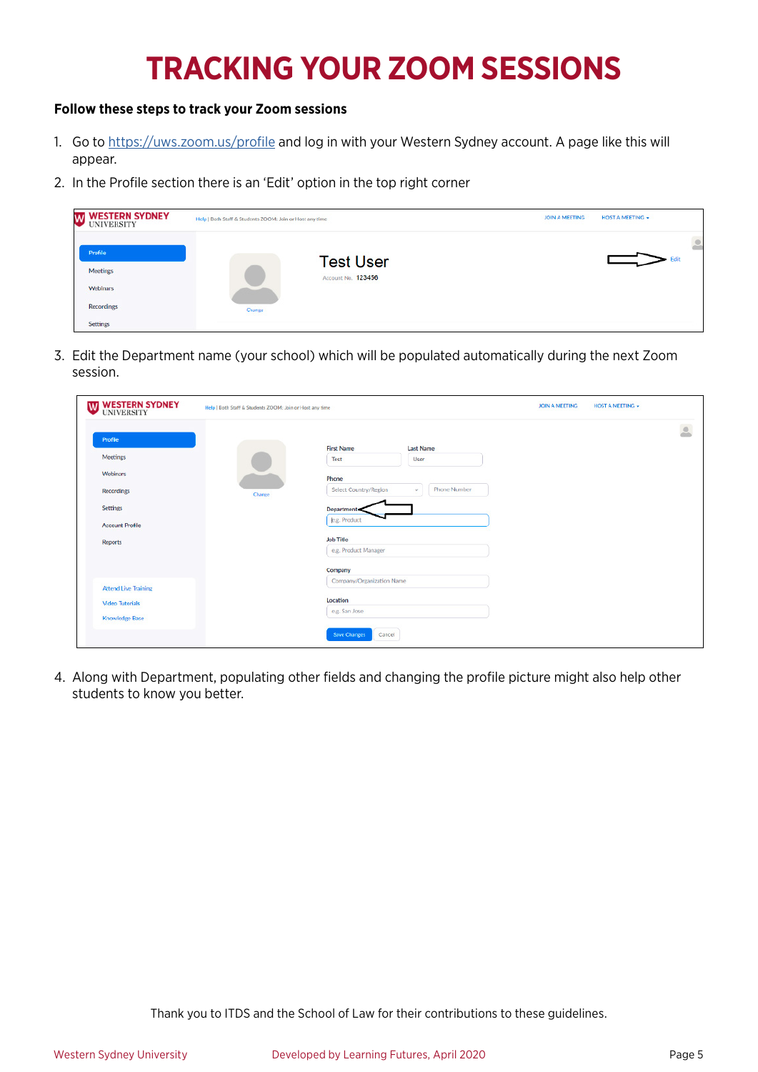# TRACKING YOUR ZOOM SESSIONS

**Follow these steps to track your Zoom sessions**

1. Go to https://uws.zoom.us/profile and log in with your Western Sydney account. A page like this will appear.
2. In the Profile section there is an 'Edit' option in the top right corner

3. Edit the Department name (your school) which will be populated automatically during the next Zoom session.

4. Along with Department, populating other fields and changing the profile picture might also help other students to know you better.

Thank you to ITDS and the School of Law for their contributions to these guidelines.